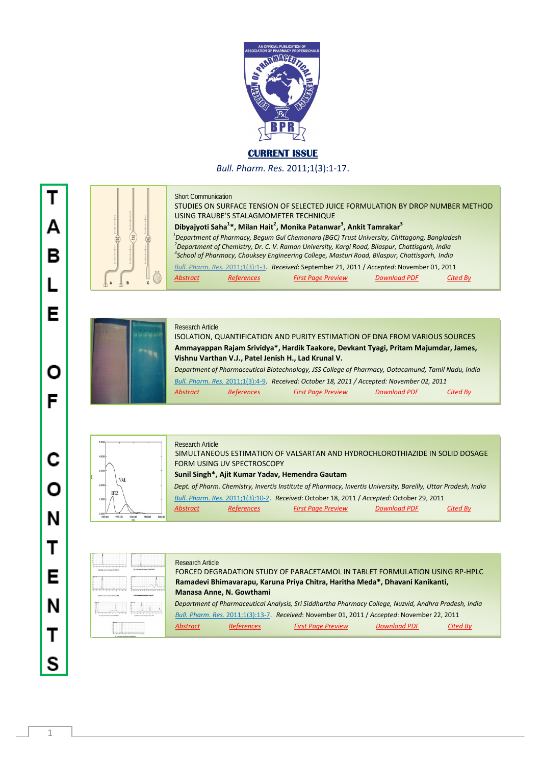**CURRENT ISSUE**

*Bull. Pharm. Res.* 2011;1(3):1-17.

# TABLE OF CONTENTS

Short Communication

STUDIES ON SURFACE TENSION OF SELECTED JUICE FORMULATION BY DROP NUMBER METHOD USING TRAUBE'S STALAGMOMETER TECHNIQUE

**Dibyajyoti Saha[1]*, Milan Hait[2], Monika Patanwar[3], Ankit Tamrakar[3]**

*[1]Department of Pharmacy, Begum Gul Chemonara (BGC) Trust University, Chittagong, Bangladesh*
*[2]Department of Chemistry, Dr. C. V. Raman University, Kargi Road, Bilaspur, Chattisgarh, India*
*[3]School of Pharmacy, Chouksey Engineering College, Masturi Road, Bilaspur, Chattisgarh, India*

*Bull. Pharm. Res.* 2011;1(3):1-3. *Received*: September 21, 2011 / *Accepted*: November 01, 2011

*Abstract* | *References* | *First Page Preview* | *Download PDF* | *Cited By*

Research Article

ISOLATION, QUANTIFICATION AND PURITY ESTIMATION OF DNA FROM VARIOUS SOURCES

**Ammayappan Rajam Srividya*, Hardik Taakore, Devkant Tyagi, Pritam Majumdar, James, Vishnu Varthan V.J., Patel Jenish H., Lad Krunal V.**

*Department of Pharmaceutical Biotechnology, JSS College of Pharmacy, Ootacamund, Tamil Nadu, India*

*Bull. Pharm. Res.* 2011;1(3):4-9. *Received*: October 18, 2011 / *Accepted*: November 02, 2011

*Abstract* | *References* | *First Page Preview* | *Download PDF* | *Cited By*

Research Article

SIMULTANEOUS ESTIMATION OF VALSARTAN AND HYDROCHLOROTHIAZIDE IN SOLID DOSAGE FORM USING UV SPECTROSCOPY

**Sunil Singh*, Ajit Kumar Yadav, Hemendra Gautam**

*Dept. of Pharm. Chemistry, Invertis Institute of Pharmacy, Invertis University, Bareilly, Uttar Pradesh, India*

*Bull. Pharm. Res.* 2011;1(3):10-2. *Received*: October 18, 2011 / *Accepted*: October 29, 2011

*Abstract* | *References* | *First Page Preview* | *Download PDF* | *Cited By*

Research Article

FORCED DEGRADATION STUDY OF PARACETAMOL IN TABLET FORMULATION USING RP-HPLC

**Ramadevi Bhimavarapu, Karuna Priya Chitra, Haritha Meda*, Dhavani Kanikanti, Manasa Anne, N. Gowthami**

*Department of Pharmaceutical Analysis, Sri Siddhartha Pharmacy College, Nuzvid, Andhra Pradesh, India*

*Bull. Pharm. Res.* 2011;1(3):13-7. *Received*: November 01, 2011 / *Accepted*: November 22, 2011

*Abstract* | *References* | *First Page Preview* | *Download PDF* | *Cited By*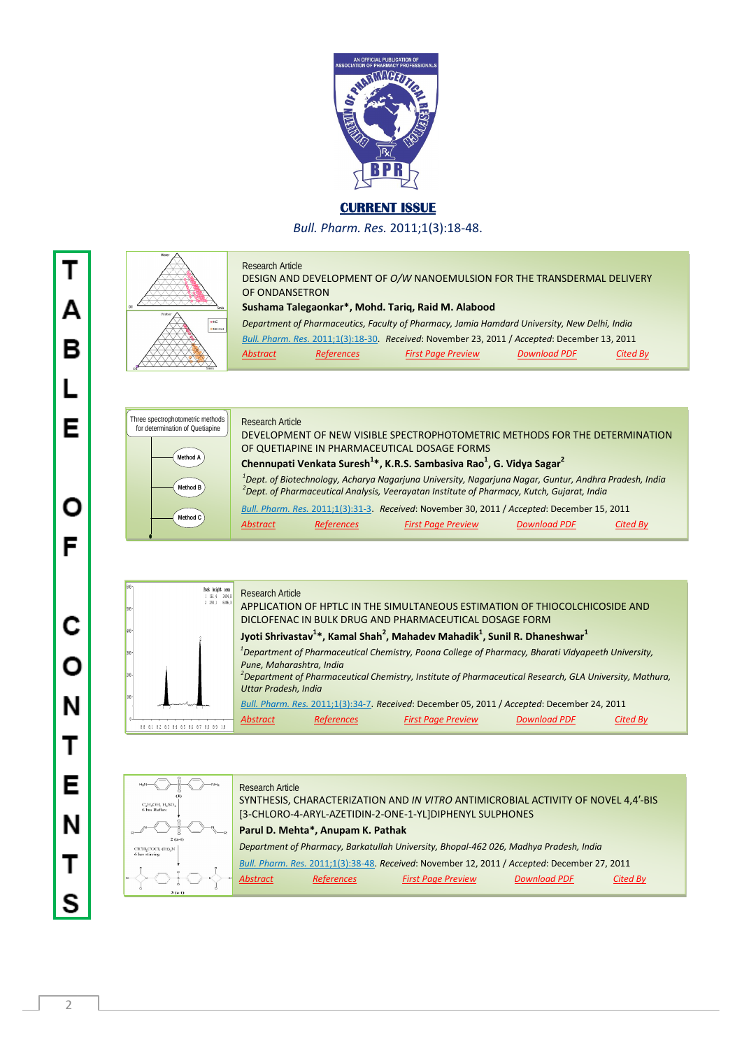AN OFFICIAL PUBLICATION OF ASSOCIATION OF PHARMACY PROFESSIONALS

# CURRENT ISSUE

*Bull. Pharm. Res.* 2011;1(3):18-48.

## TABLE OF CONTENTS

Research Article

**DESIGN AND DEVELOPMENT OF *O/W* NANOEMULSION FOR THE TRANSDERMAL DELIVERY OF ONDANSETRON**

**Sushama Talegaonkar\*, Mohd. Tariq, Raid M. Alabood**

*Department of Pharmaceutics, Faculty of Pharmacy, Jamia Hamdard University, New Delhi, India*

*Bull. Pharm. Res.* 2011;1(3):18-30. *Received*: November 23, 2011 / *Accepted*: December 13, 2011

*Abstract* | *References* | *First Page Preview* | *Download PDF* | *Cited By*

---

Research Article

**DEVELOPMENT OF NEW VISIBLE SPECTROPHOTOMETRIC METHODS FOR THE DETERMINATION OF QUETIAPINE IN PHARMACEUTICAL DOSAGE FORMS**

**Chennupati Venkata Suresh[1]\*, K.R.S. Sambasiva Rao[1], G. Vidya Sagar[2]**

[1]*Dept. of Biotechnology, Acharya Nagarjuna University, Nagarjuna Nagar, Guntur, Andhra Pradesh, India*
[2]*Dept. of Pharmaceutical Analysis, Veerayatan Institute of Pharmacy, Kutch, Gujarat, India*

*Bull. Pharm. Res.* 2011;1(3):31-3. *Received*: November 30, 2011 / *Accepted*: December 15, 2011

*Abstract* | *References* | *First Page Preview* | *Download PDF* | *Cited By*

---

Research Article

**APPLICATION OF HPTLC IN THE SIMULTANEOUS ESTIMATION OF THIOCOLCHICOSIDE AND DICLOFENAC IN BULK DRUG AND PHARMACEUTICAL DOSAGE FORM**

**Jyoti Shrivastav[1]\*, Kamal Shah[2], Mahadev Mahadik[1], Sunil R. Dhaneshwar[1]**

[1]*Department of Pharmaceutical Chemistry, Poona College of Pharmacy, Bharati Vidyapeeth University, Pune, Maharashtra, India*
[2]*Department of Pharmaceutical Chemistry, Institute of Pharmaceutical Research, GLA University, Mathura, Uttar Pradesh, India*

*Bull. Pharm. Res.* 2011;1(3):34-7. *Received*: December 05, 2011 / *Accepted*: December 24, 2011

*Abstract* | *References* | *First Page Preview* | *Download PDF* | *Cited By*

---

Research Article

**SYNTHESIS, CHARACTERIZATION AND *IN VITRO* ANTIMICROBIAL ACTIVITY OF NOVEL 4,4'-BIS [3-CHLORO-4-ARYL-AZETIDIN-2-ONE-1-YL]DIPHENYL SULPHONES**

**Parul D. Mehta\*, Anupam K. Pathak**

*Department of Pharmacy, Barkatullah University, Bhopal-462 026, Madhya Pradesh, India*

*Bull. Pharm. Res.* 2011;1(3):38-48. *Received*: November 12, 2011 / *Accepted*: December 27, 2011

*Abstract* | *References* | *First Page Preview* | *Download PDF* | *Cited By*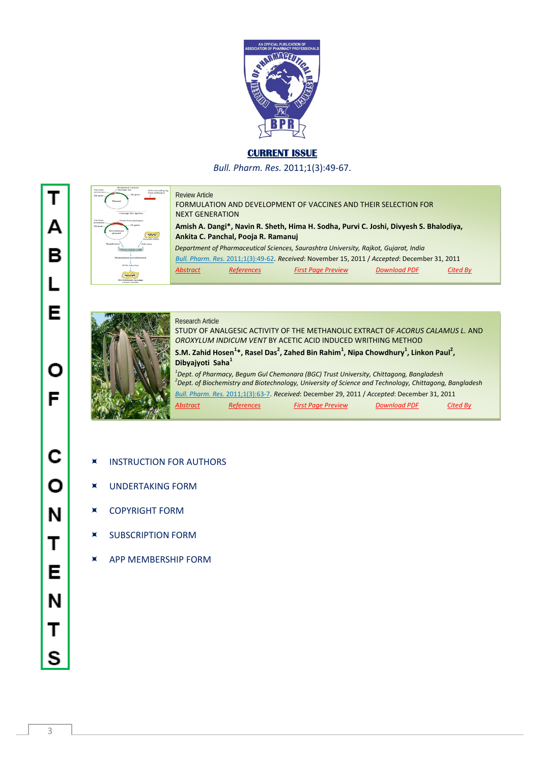**CURRENT ISSUE**

*Bull. Pharm. Res.* 2011;1(3):49-67.

# TABLE OF CONTENTS

Review Article

FORMULATION AND DEVELOPMENT OF VACCINES AND THEIR SELECTION FOR NEXT GENERATION

**Amish A. Dangi\*, Navin R. Sheth, Hima H. Sodha, Purvi C. Joshi, Divyesh S. Bhalodiya, Ankita C. Panchal, Pooja R. Ramanuj**

*Department of Pharmaceutical Sciences, Saurashtra University, Rajkot, Gujarat, India*

*Bull. Pharm. Res.* 2011;1(3):49-62. *Received*: November 15, 2011 / *Accepted*: December 31, 2011

*Abstract* | *References* | *First Page Preview* | *Download PDF* | *Cited By*

Research Article

STUDY OF ANALGESIC ACTIVITY OF THE METHANOLIC EXTRACT OF *ACORUS CALAMUS L.* AND *OROXYLUM INDICUM VENT* BY ACETIC ACID INDUCED WRITHING METHOD

**S.M. Zahid Hosen[1]\*, Rasel Das[2], Zahed Bin Rahim[1], Nipa Chowdhury[1], Linkon Paul[2], Dibyajyoti Saha[1]**

[1]*Dept. of Pharmacy, Begum Gul Chemonara (BGC) Trust University, Chittagong, Bangladesh*
[2]*Dept. of Biochemistry and Biotechnology, University of Science and Technology, Chittagong, Bangladesh*

*Bull. Pharm. Res.* 2011;1(3):63-7. *Received*: December 29, 2011 / *Accepted*: December 31, 2011

*Abstract* | *References* | *First Page Preview* | *Download PDF* | *Cited By*

- INSTRUCTION FOR AUTHORS
- UNDERTAKING FORM
- COPYRIGHT FORM
- SUBSCRIPTION FORM
- APP MEMBERSHIP FORM